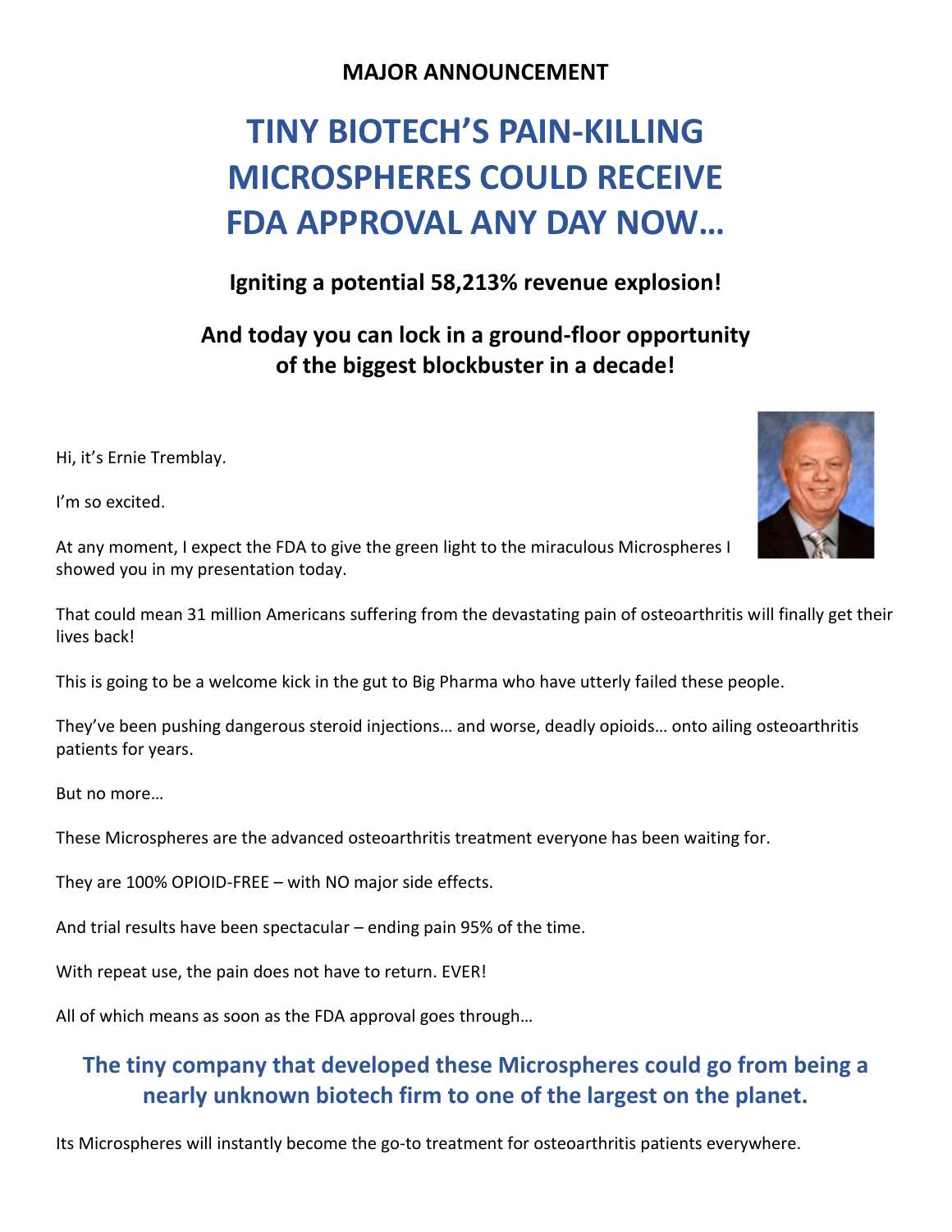**MAJOR ANNOUNCEMENT**

# TINY BIOTECH'S PAIN-KILLING MICROSPHERES COULD RECEIVE FDA APPROVAL ANY DAY NOW…

### Igniting a potential 58,213% revenue explosion!

### And today you can lock in a ground-floor opportunity of the biggest blockbuster in a decade!

Hi, it's Ernie Tremblay.

I'm so excited.

At any moment, I expect the FDA to give the green light to the miraculous Microspheres I showed you in my presentation today.

That could mean 31 million Americans suffering from the devastating pain of osteoarthritis will finally get their lives back!

This is going to be a welcome kick in the gut to Big Pharma who have utterly failed these people.

They've been pushing dangerous steroid injections… and worse, deadly opioids… onto ailing osteoarthritis patients for years.

But no more…

These Microspheres are the advanced osteoarthritis treatment everyone has been waiting for.

They are 100% OPIOID-FREE – with NO major side effects.

And trial results have been spectacular – ending pain 95% of the time.

With repeat use, the pain does not have to return. EVER!

All of which means as soon as the FDA approval goes through…

### The tiny company that developed these Microspheres could go from being a nearly unknown biotech firm to one of the largest on the planet.

Its Microspheres will instantly become the go-to treatment for osteoarthritis patients everywhere.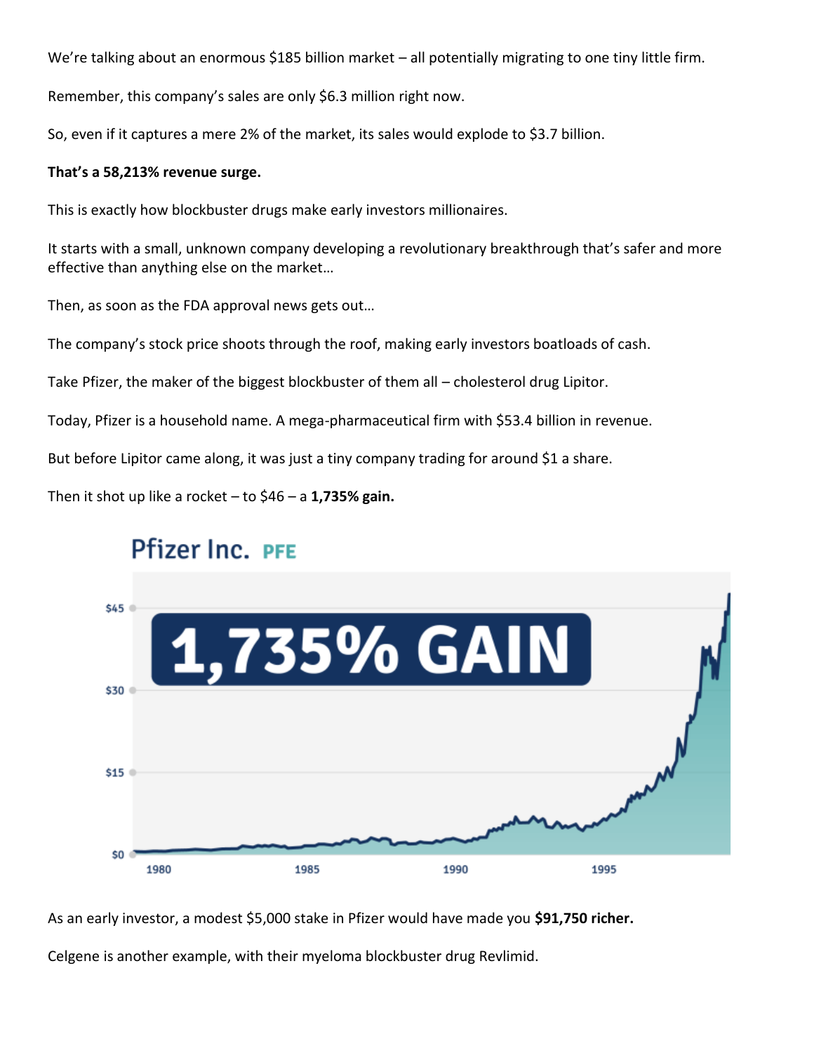We're talking about an enormous $185 billion market – all potentially migrating to one tiny little firm.

Remember, this company's sales are only $6.3 million right now.

So, even if it captures a mere 2% of the market, its sales would explode to $3.7 billion.

**That's a 58,213% revenue surge.**

This is exactly how blockbuster drugs make early investors millionaires.

It starts with a small, unknown company developing a revolutionary breakthrough that's safer and more effective than anything else on the market…

Then, as soon as the FDA approval news gets out…

The company's stock price shoots through the roof, making early investors boatloads of cash.

Take Pfizer, the maker of the biggest blockbuster of them all – cholesterol drug Lipitor.

Today, Pfizer is a household name. A mega-pharmaceutical firm with $53.4 billion in revenue.

But before Lipitor came along, it was just a tiny company trading for around $1 a share.

Then it shot up like a rocket – to $46 – a **1,735% gain.**

As an early investor, a modest $5,000 stake in Pfizer would have made you **$91,750 richer.**

Celgene is another example, with their myeloma blockbuster drug Revlimid.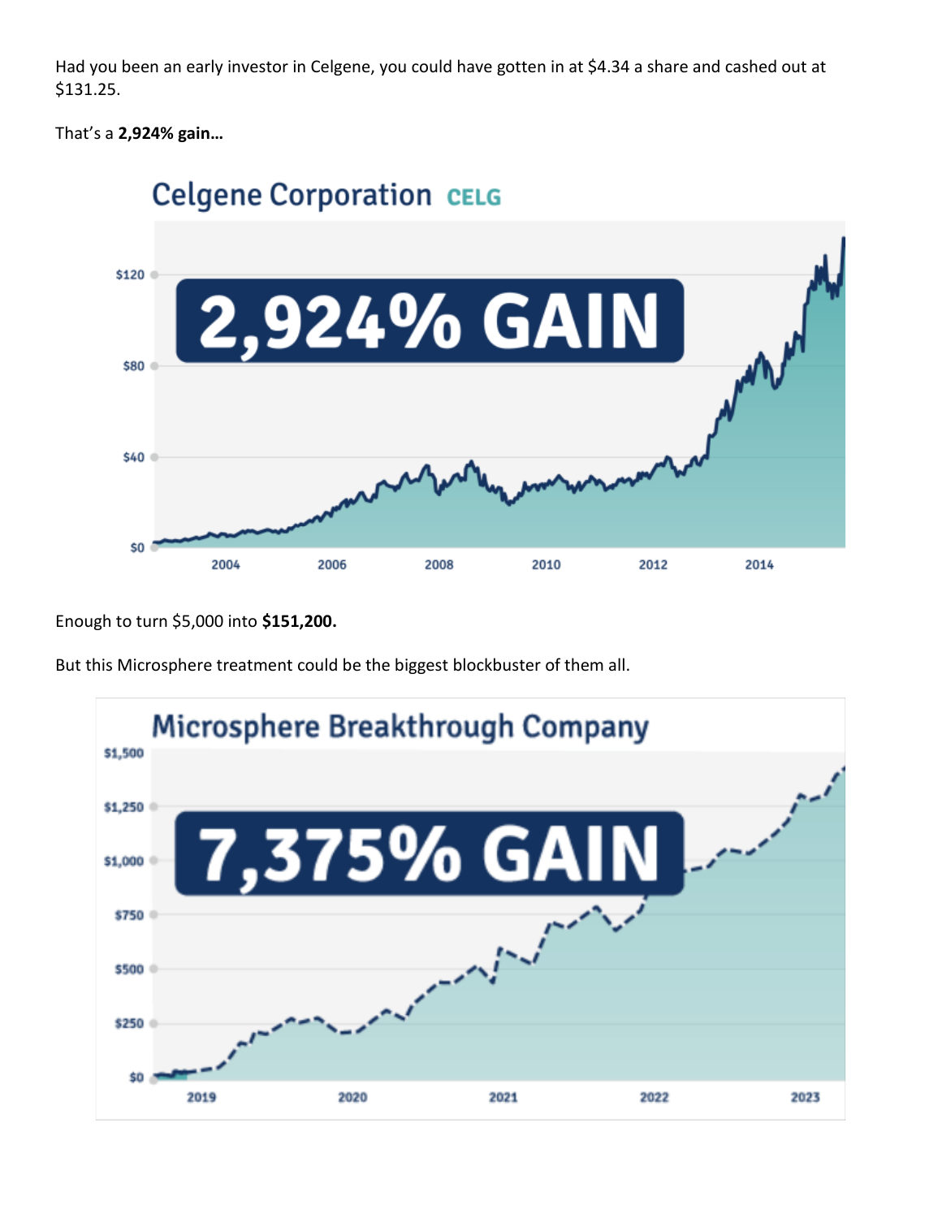Had you been an early investor in Celgene, you could have gotten in at $4.34 a share and cashed out at $131.25.

That's a **2,924% gain…**

Celgene Corporation CELG

2,924% GAIN

Enough to turn $5,000 into **$151,200.**

But this Microsphere treatment could be the biggest blockbuster of them all.

Microsphere Breakthrough Company

7,375% GAIN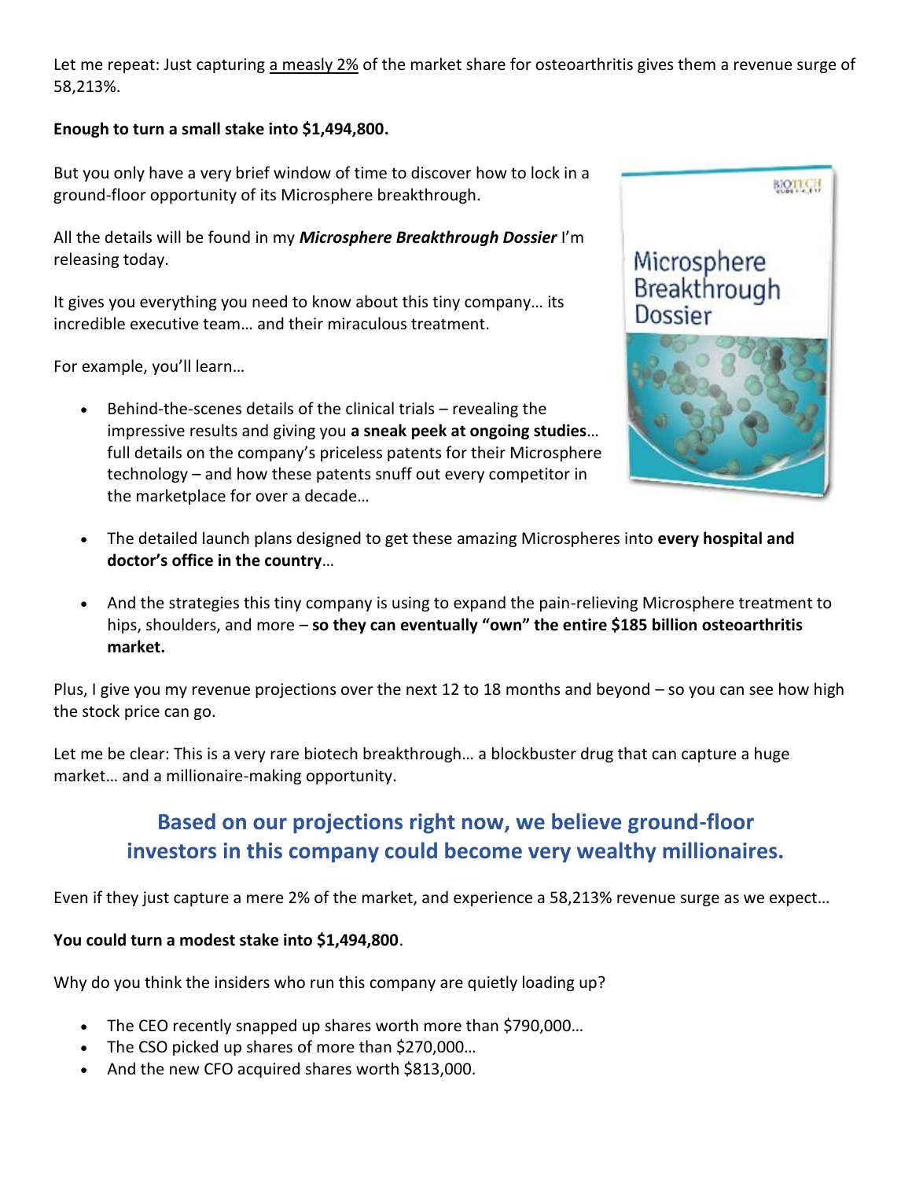Let me repeat: Just capturing a measly 2% of the market share for osteoarthritis gives them a revenue surge of 58,213%.

**Enough to turn a small stake into $1,494,800.**

But you only have a very brief window of time to discover how to lock in a ground-floor opportunity of its Microsphere breakthrough.

All the details will be found in my ***Microsphere Breakthrough Dossier*** I'm releasing today.

It gives you everything you need to know about this tiny company… its incredible executive team… and their miraculous treatment.

For example, you'll learn…

- Behind-the-scenes details of the clinical trials – revealing the impressive results and giving you **a sneak peek at ongoing studies**… full details on the company's priceless patents for their Microsphere technology – and how these patents snuff out every competitor in the marketplace for over a decade…
- The detailed launch plans designed to get these amazing Microspheres into **every hospital and doctor's office in the country**…
- And the strategies this tiny company is using to expand the pain-relieving Microsphere treatment to hips, shoulders, and more – **so they can eventually "own" the entire $185 billion osteoarthritis market.**

Plus, I give you my revenue projections over the next 12 to 18 months and beyond – so you can see how high the stock price can go.

Let me be clear: This is a very rare biotech breakthrough… a blockbuster drug that can capture a huge market… and a millionaire-making opportunity.

## Based on our projections right now, we believe ground-floor investors in this company could become very wealthy millionaires.

Even if they just capture a mere 2% of the market, and experience a 58,213% revenue surge as we expect…

**You could turn a modest stake into $1,494,800**.

Why do you think the insiders who run this company are quietly loading up?

- The CEO recently snapped up shares worth more than $790,000…
- The CSO picked up shares of more than $270,000…
- And the new CFO acquired shares worth $813,000.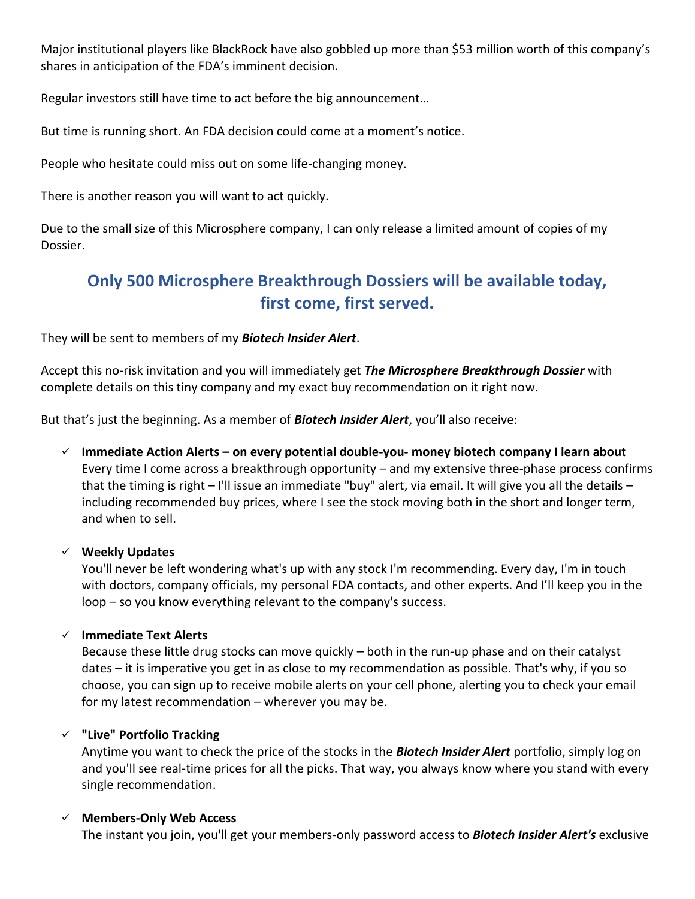Major institutional players like BlackRock have also gobbled up more than $53 million worth of this company's shares in anticipation of the FDA's imminent decision.

Regular investors still have time to act before the big announcement…

But time is running short. An FDA decision could come at a moment's notice.

People who hesitate could miss out on some life-changing money.

There is another reason you will want to act quickly.

Due to the small size of this Microsphere company, I can only release a limited amount of copies of my Dossier.

## Only 500 Microsphere Breakthrough Dossiers will be available today, first come, first served.

They will be sent to members of my ***Biotech Insider Alert***.

Accept this no-risk invitation and you will immediately get ***The Microsphere Breakthrough Dossier*** with complete details on this tiny company and my exact buy recommendation on it right now.

But that's just the beginning. As a member of ***Biotech Insider Alert***, you'll also receive:

- ✓ **Immediate Action Alerts – on every potential double-you- money biotech company I learn about**
  Every time I come across a breakthrough opportunity – and my extensive three-phase process confirms that the timing is right – I'll issue an immediate "buy" alert, via email. It will give you all the details – including recommended buy prices, where I see the stock moving both in the short and longer term, and when to sell.

- ✓ **Weekly Updates**
  You'll never be left wondering what's up with any stock I'm recommending. Every day, I'm in touch with doctors, company officials, my personal FDA contacts, and other experts. And I'll keep you in the loop – so you know everything relevant to the company's success.

- ✓ **Immediate Text Alerts**
  Because these little drug stocks can move quickly – both in the run-up phase and on their catalyst dates – it is imperative you get in as close to my recommendation as possible. That's why, if you so choose, you can sign up to receive mobile alerts on your cell phone, alerting you to check your email for my latest recommendation – wherever you may be.

- ✓ **"Live" Portfolio Tracking**
  Anytime you want to check the price of the stocks in the ***Biotech Insider Alert*** portfolio, simply log on and you'll see real-time prices for all the picks. That way, you always know where you stand with every single recommendation.

- ✓ **Members-Only Web Access**
  The instant you join, you'll get your members-only password access to ***Biotech Insider Alert's*** exclusive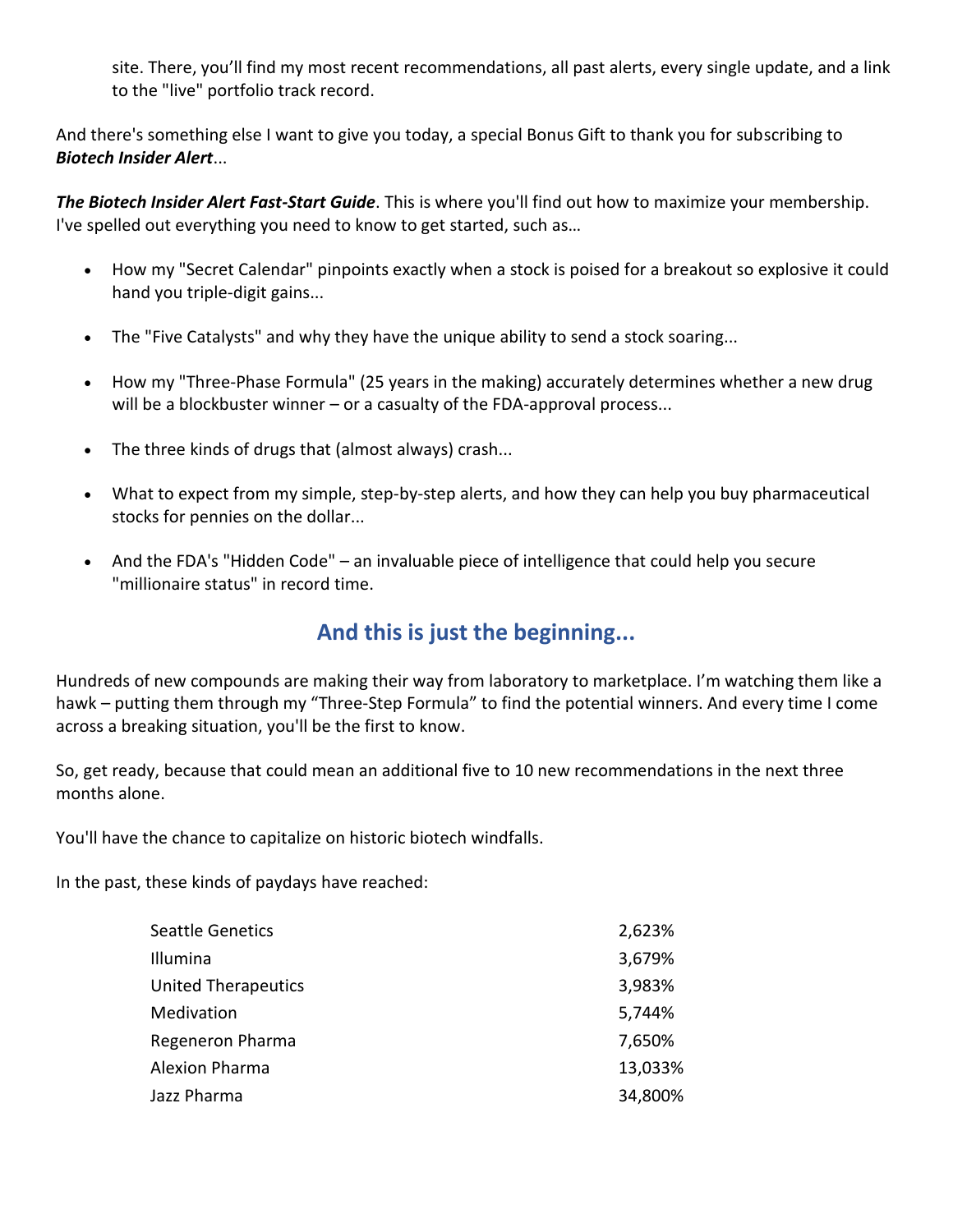site. There, you'll find my most recent recommendations, all past alerts, every single update, and a link to the "live" portfolio track record.

And there's something else I want to give you today, a special Bonus Gift to thank you for subscribing to ***Biotech Insider Alert***...

***The Biotech Insider Alert Fast-Start Guide***. This is where you'll find out how to maximize your membership. I've spelled out everything you need to know to get started, such as…

- How my "Secret Calendar" pinpoints exactly when a stock is poised for a breakout so explosive it could hand you triple-digit gains...
- The "Five Catalysts" and why they have the unique ability to send a stock soaring...
- How my "Three-Phase Formula" (25 years in the making) accurately determines whether a new drug will be a blockbuster winner – or a casualty of the FDA-approval process...
- The three kinds of drugs that (almost always) crash...
- What to expect from my simple, step-by-step alerts, and how they can help you buy pharmaceutical stocks for pennies on the dollar...
- And the FDA's "Hidden Code" – an invaluable piece of intelligence that could help you secure "millionaire status" in record time.

## And this is just the beginning...

Hundreds of new compounds are making their way from laboratory to marketplace. I'm watching them like a hawk – putting them through my "Three-Step Formula" to find the potential winners. And every time I come across a breaking situation, you'll be the first to know.

So, get ready, because that could mean an additional five to 10 new recommendations in the next three months alone.

You'll have the chance to capitalize on historic biotech windfalls.

In the past, these kinds of paydays have reached:

| | |
|---|---|
| Seattle Genetics | 2,623% |
| Illumina | 3,679% |
| United Therapeutics | 3,983% |
| Medivation | 5,744% |
| Regeneron Pharma | 7,650% |
| Alexion Pharma | 13,033% |
| Jazz Pharma | 34,800% |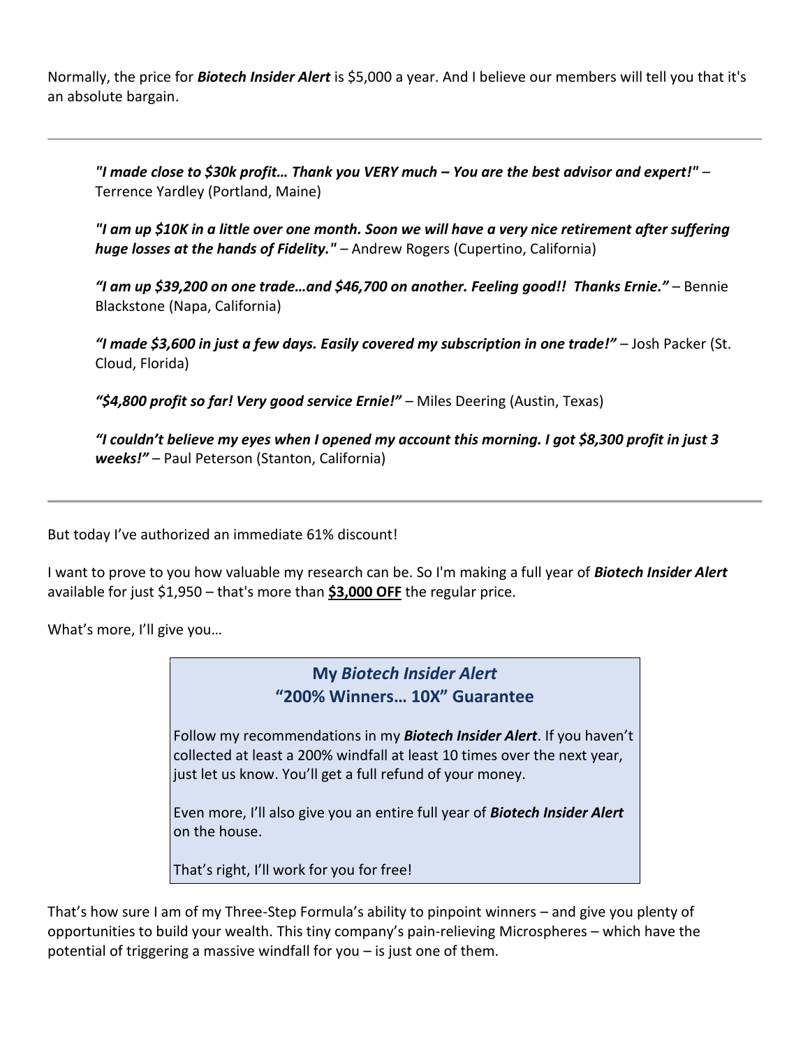Normally, the price for ***Biotech Insider Alert*** is $5,000 a year. And I believe our members will tell you that it's an absolute bargain.

---

> ***"I made close to $30k profit… Thank you VERY much – You are the best advisor and expert!"*** – Terrence Yardley (Portland, Maine)
>
> ***"I am up $10K in a little over one month. Soon we will have a very nice retirement after suffering huge losses at the hands of Fidelity."*** – Andrew Rogers (Cupertino, California)
>
> ***"I am up $39,200 on one trade…and $46,700 on another. Feeling good!! Thanks Ernie."*** – Bennie Blackstone (Napa, California)
>
> ***"I made $3,600 in just a few days. Easily covered my subscription in one trade!"*** – Josh Packer (St. Cloud, Florida)
>
> ***"$4,800 profit so far! Very good service Ernie!"*** – Miles Deering (Austin, Texas)
>
> ***"I couldn't believe my eyes when I opened my account this morning. I got $8,300 profit in just 3 weeks!"*** – Paul Peterson (Stanton, California)

---

But today I've authorized an immediate 61% discount!

I want to prove to you how valuable my research can be. So I'm making a full year of ***Biotech Insider Alert*** available for just $1,950 – that's more than **<u>$3,000 OFF</u>** the regular price.

What's more, I'll give you…

> ### My *Biotech Insider Alert* "200% Winners… 10X" Guarantee
>
> Follow my recommendations in my ***Biotech Insider Alert***. If you haven't collected at least a 200% windfall at least 10 times over the next year, just let us know. You'll get a full refund of your money.
>
> Even more, I'll also give you an entire full year of ***Biotech Insider Alert*** on the house.
>
> That's right, I'll work for you for free!

That's how sure I am of my Three-Step Formula's ability to pinpoint winners – and give you plenty of opportunities to build your wealth. This tiny company's pain-relieving Microspheres – which have the potential of triggering a massive windfall for you – is just one of them.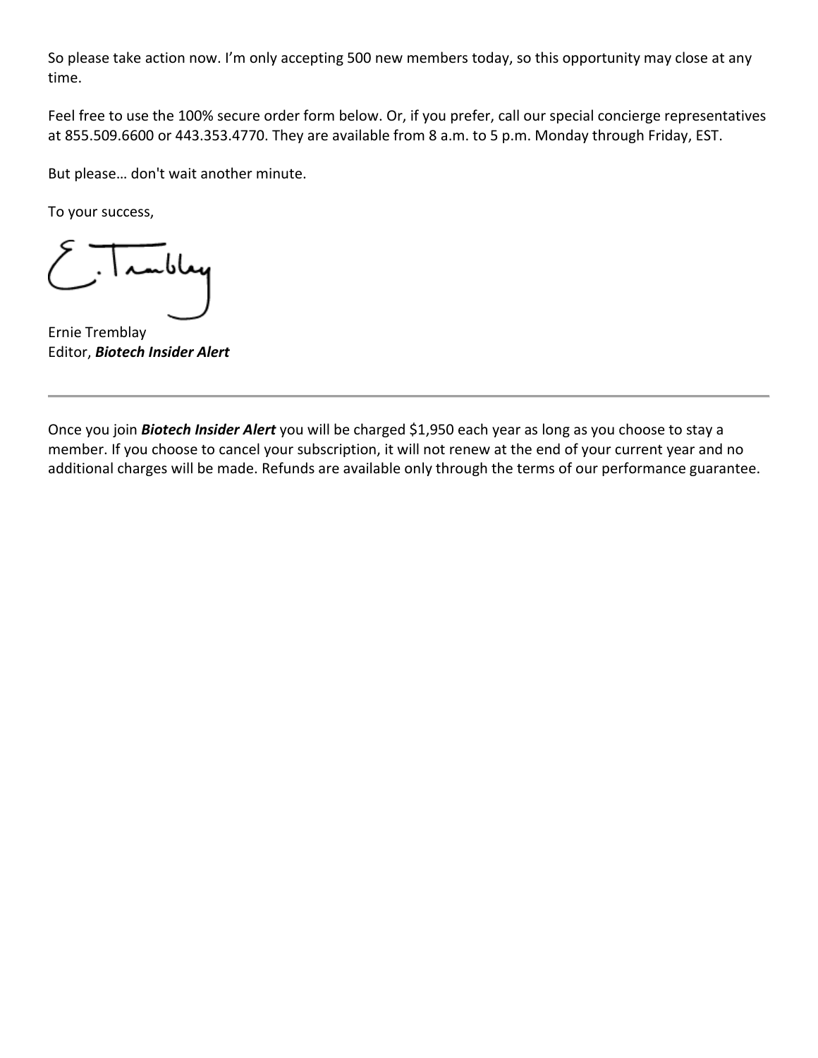So please take action now. I'm only accepting 500 new members today, so this opportunity may close at any time.

Feel free to use the 100% secure order form below. Or, if you prefer, call our special concierge representatives at 855.509.6600 or 443.353.4770. They are available from 8 a.m. to 5 p.m. Monday through Friday, EST.

But please… don't wait another minute.

To your success,

Ernie Tremblay
Editor, ***Biotech Insider Alert***

---

Once you join ***Biotech Insider Alert*** you will be charged $1,950 each year as long as you choose to stay a member. If you choose to cancel your subscription, it will not renew at the end of your current year and no additional charges will be made. Refunds are available only through the terms of our performance guarantee.